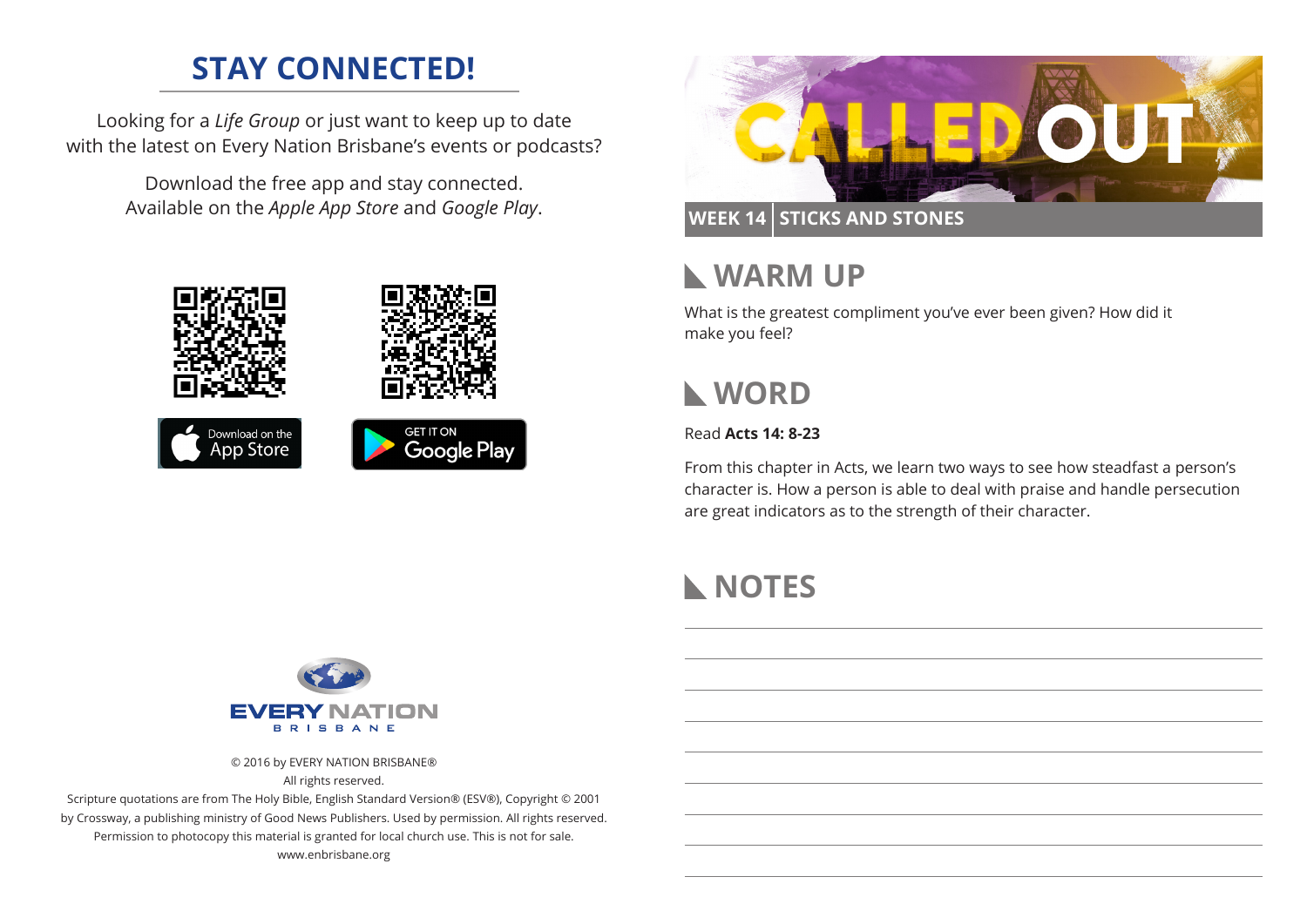## STAY CONNECTED!

Looking for a *Life Group* or just want to keep up to date with the latest on Every Nation Brisbane's events or podcasts?

Download the free app and stay connected. Available on the *Apple App Store* and *Google Play*.

Download on the App Store

GET IT ON Google Play

EVERY NATION BRISBANE

© 2016 by EVERY NATION BRISBANE®
All rights reserved.
Scripture quotations are from The Holy Bible, English Standard Version® (ESV®), Copyright © 2001 by Crossway, a publishing ministry of Good News Publishers. Used by permission. All rights reserved.
Permission to photocopy this material is granted for local church use. This is not for sale.
www.enbrisbane.org

# CALLED OUT

**WEEK 14 | STICKS AND STONES**

## WARM UP

What is the greatest compliment you've ever been given? How did it make you feel?

## WORD

Read **Acts 14: 8-23**

From this chapter in Acts, we learn two ways to see how steadfast a person's character is. How a person is able to deal with praise and handle persecution are great indicators as to the strength of their character.

## NOTES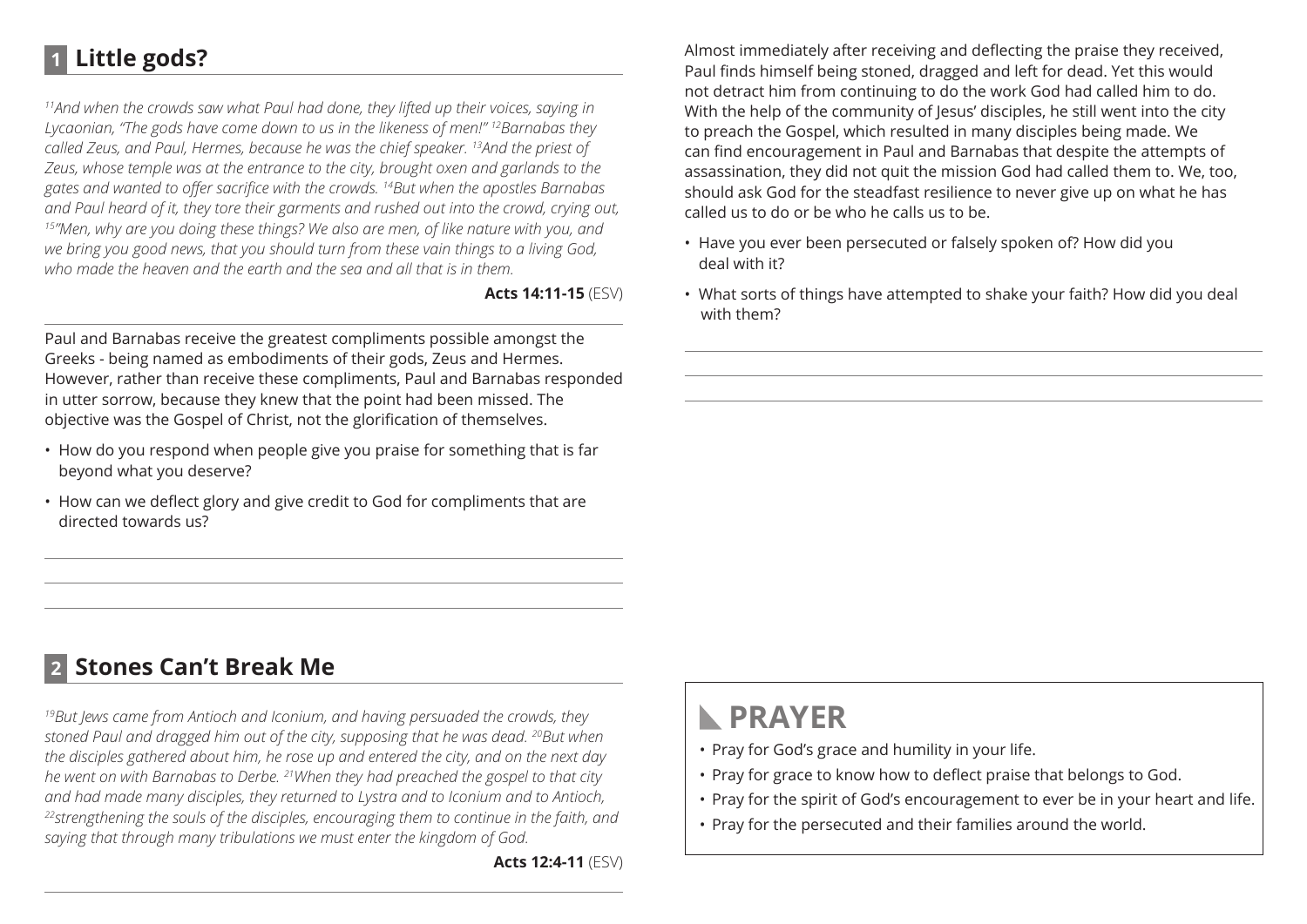## 1 Little gods?

*[11]And when the crowds saw what Paul had done, they lifted up their voices, saying in Lycaonian, "The gods have come down to us in the likeness of men!" [12]Barnabas they called Zeus, and Paul, Hermes, because he was the chief speaker. [13]And the priest of Zeus, whose temple was at the entrance to the city, brought oxen and garlands to the gates and wanted to offer sacrifice with the crowds. [14]But when the apostles Barnabas and Paul heard of it, they tore their garments and rushed out into the crowd, crying out, [15]"Men, why are you doing these things? We also are men, of like nature with you, and we bring you good news, that you should turn from these vain things to a living God, who made the heaven and the earth and the sea and all that is in them.*

**Acts 14:11-15** (ESV)

Paul and Barnabas receive the greatest compliments possible amongst the Greeks - being named as embodiments of their gods, Zeus and Hermes. However, rather than receive these compliments, Paul and Barnabas responded in utter sorrow, because they knew that the point had been missed. The objective was the Gospel of Christ, not the glorification of themselves.

- How do you respond when people give you praise for something that is far beyond what you deserve?
- How can we deflect glory and give credit to God for compliments that are directed towards us?

## 2 Stones Can't Break Me

*[19]But Jews came from Antioch and Iconium, and having persuaded the crowds, they stoned Paul and dragged him out of the city, supposing that he was dead. [20]But when the disciples gathered about him, he rose up and entered the city, and on the next day he went on with Barnabas to Derbe. [21]When they had preached the gospel to that city and had made many disciples, they returned to Lystra and to Iconium and to Antioch, [22]strengthening the souls of the disciples, encouraging them to continue in the faith, and saying that through many tribulations we must enter the kingdom of God.*

**Acts 12:4-11** (ESV)

Almost immediately after receiving and deflecting the praise they received, Paul finds himself being stoned, dragged and left for dead. Yet this would not detract him from continuing to do the work God had called him to do. With the help of the community of Jesus' disciples, he still went into the city to preach the Gospel, which resulted in many disciples being made. We can find encouragement in Paul and Barnabas that despite the attempts of assassination, they did not quit the mission God had called them to. We, too, should ask God for the steadfast resilience to never give up on what he has called us to do or be who he calls us to be.

- Have you ever been persecuted or falsely spoken of? How did you deal with it?
- What sorts of things have attempted to shake your faith? How did you deal with them?

## PRAYER

- Pray for God's grace and humility in your life.
- Pray for grace to know how to deflect praise that belongs to God.
- Pray for the spirit of God's encouragement to ever be in your heart and life.
- Pray for the persecuted and their families around the world.